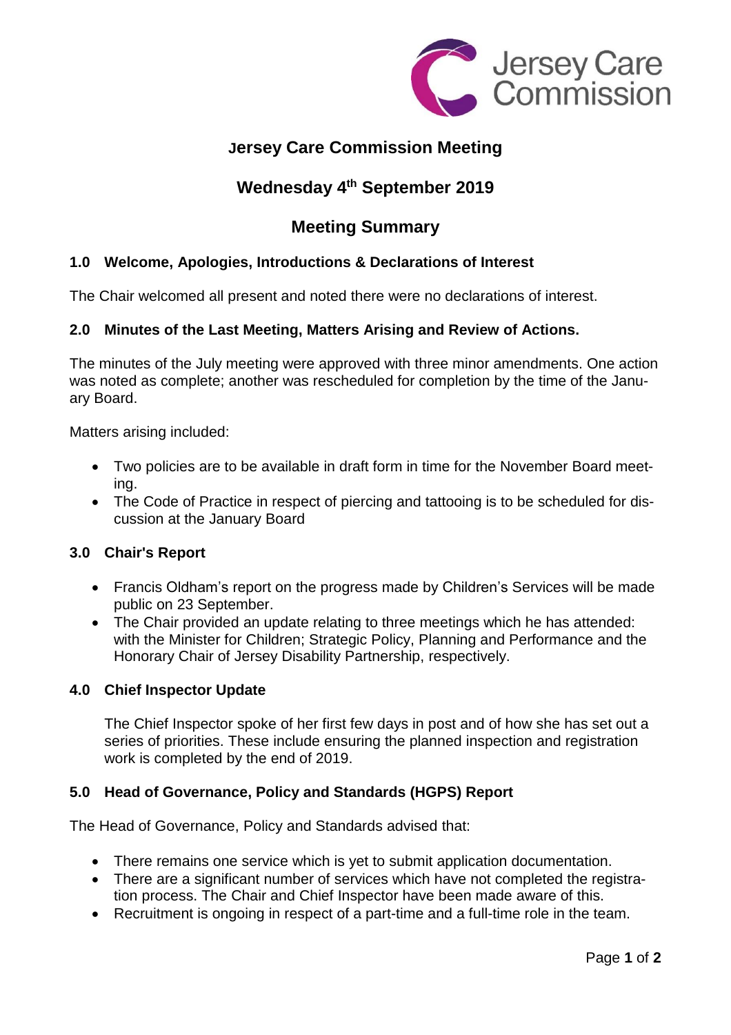# Jersey Care Commission Meeting

## Wednesday 4th September 2019

## Meeting Summary

### 1.0 Welcome, Apologies, Introductions & Declarations of Interest

The Chair welcomed all present and noted there were no declarations of interest.

### 2.0 Minutes of the Last Meeting, Matters Arising and Review of Actions.

The minutes of the July meeting were approved with three minor amendments. One action was noted as complete; another was rescheduled for completion by the time of the January Board.

Matters arising included:

- Two policies are to be available in draft form in time for the November Board meeting.
- The Code of Practice in respect of piercing and tattooing is to be scheduled for discussion at the January Board

### 3.0 Chair's Report

- Francis Oldham's report on the progress made by Children's Services will be made public on 23 September.
- The Chair provided an update relating to three meetings which he has attended: with the Minister for Children; Strategic Policy, Planning and Performance and the Honorary Chair of Jersey Disability Partnership, respectively.

### 4.0 Chief Inspector Update

The Chief Inspector spoke of her first few days in post and of how she has set out a series of priorities. These include ensuring the planned inspection and registration work is completed by the end of 2019.

### 5.0 Head of Governance, Policy and Standards (HGPS) Report

The Head of Governance, Policy and Standards advised that:

- There remains one service which is yet to submit application documentation.
- There are a significant number of services which have not completed the registration process. The Chair and Chief Inspector have been made aware of this.
- Recruitment is ongoing in respect of a part-time and a full-time role in the team.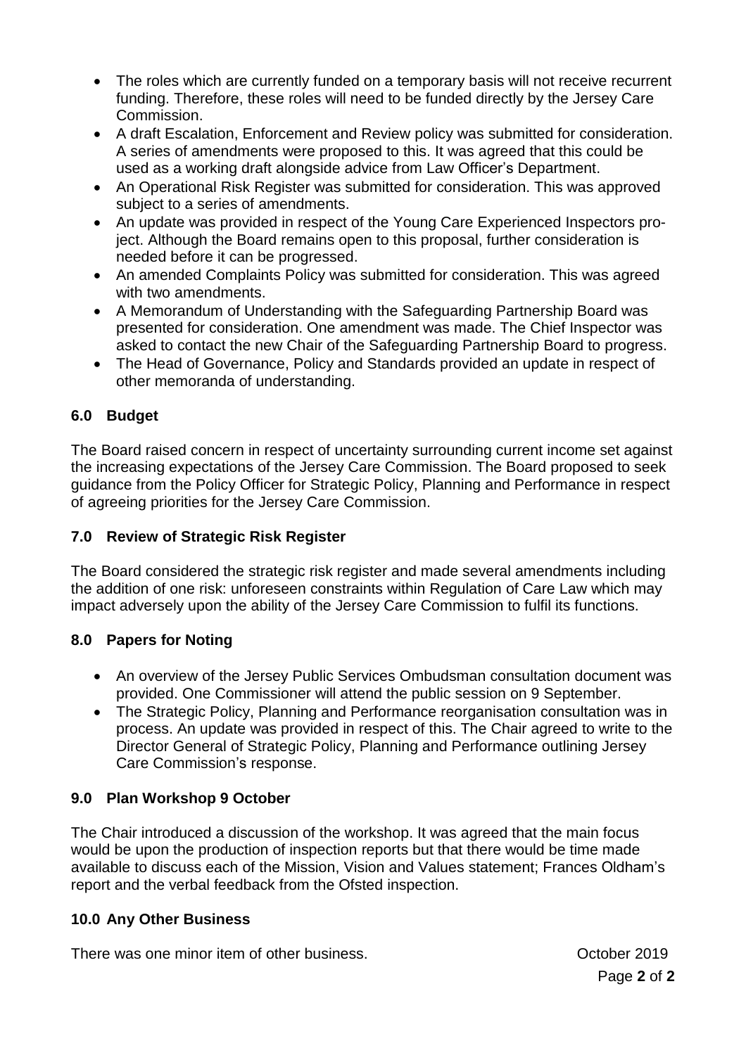- The roles which are currently funded on a temporary basis will not receive recurrent funding. Therefore, these roles will need to be funded directly by the Jersey Care Commission.
- A draft Escalation, Enforcement and Review policy was submitted for consideration. A series of amendments were proposed to this. It was agreed that this could be used as a working draft alongside advice from Law Officer's Department.
- An Operational Risk Register was submitted for consideration. This was approved subject to a series of amendments.
- An update was provided in respect of the Young Care Experienced Inspectors project. Although the Board remains open to this proposal, further consideration is needed before it can be progressed.
- An amended Complaints Policy was submitted for consideration. This was agreed with two amendments.
- A Memorandum of Understanding with the Safeguarding Partnership Board was presented for consideration. One amendment was made. The Chief Inspector was asked to contact the new Chair of the Safeguarding Partnership Board to progress.
- The Head of Governance, Policy and Standards provided an update in respect of other memoranda of understanding.

## 6.0 Budget

The Board raised concern in respect of uncertainty surrounding current income set against the increasing expectations of the Jersey Care Commission. The Board proposed to seek guidance from the Policy Officer for Strategic Policy, Planning and Performance in respect of agreeing priorities for the Jersey Care Commission.

## 7.0 Review of Strategic Risk Register

The Board considered the strategic risk register and made several amendments including the addition of one risk: unforeseen constraints within Regulation of Care Law which may impact adversely upon the ability of the Jersey Care Commission to fulfil its functions.

## 8.0 Papers for Noting

- An overview of the Jersey Public Services Ombudsman consultation document was provided. One Commissioner will attend the public session on 9 September.
- The Strategic Policy, Planning and Performance reorganisation consultation was in process. An update was provided in respect of this. The Chair agreed to write to the Director General of Strategic Policy, Planning and Performance outlining Jersey Care Commission's response.

## 9.0 Plan Workshop 9 October

The Chair introduced a discussion of the workshop. It was agreed that the main focus would be upon the production of inspection reports but that there would be time made available to discuss each of the Mission, Vision and Values statement; Frances Oldham's report and the verbal feedback from the Ofsted inspection.

## 10.0 Any Other Business

There was one minor item of other business.

October 2019